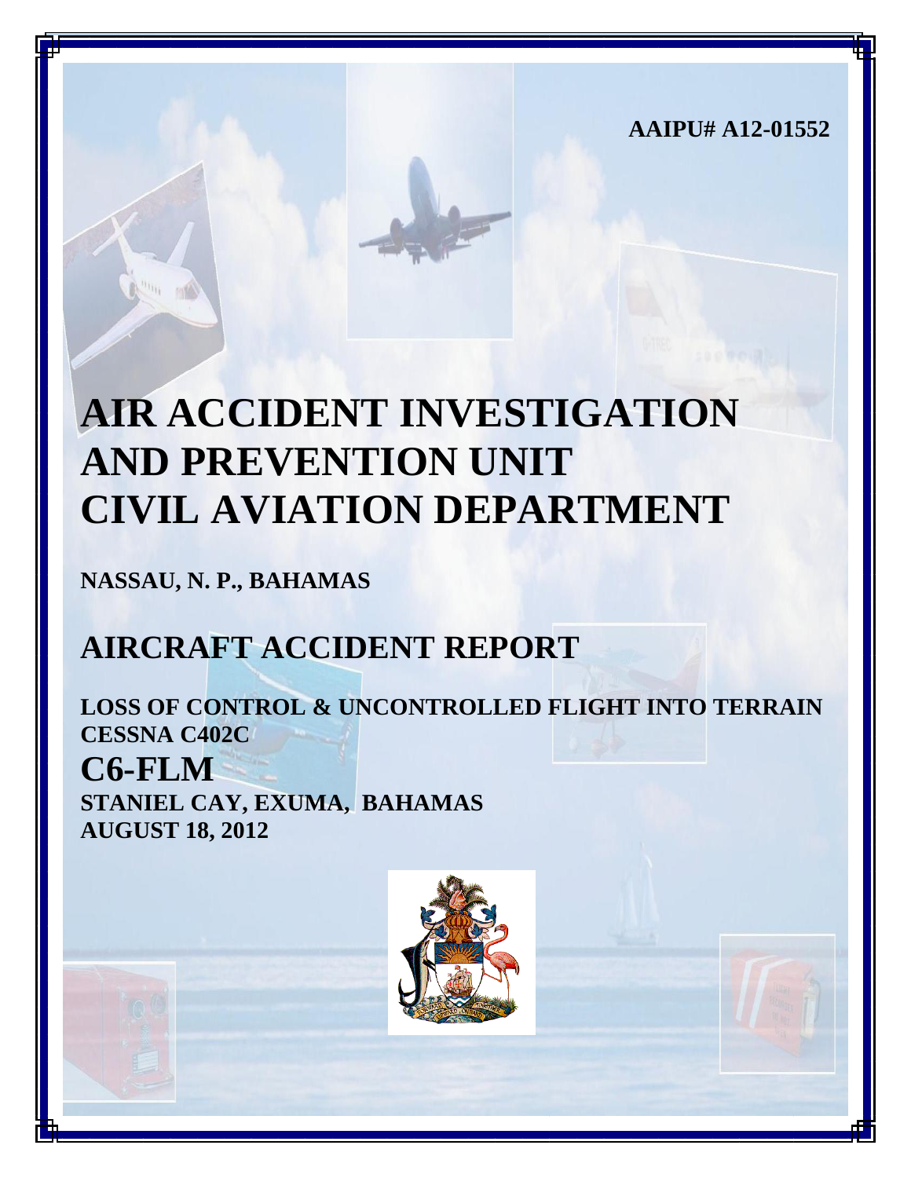**AAIPU# A12-01552**

# AIR ACCIDENT INVESTIGATION AND PREVENTION UNIT CIVIL AVIATION DEPARTMENT

**NASSAU, N. P., BAHAMAS**

## AIRCRAFT ACCIDENT REPORT

**LOSS OF CONTROL & UNCONTROLLED FLIGHT INTO TERRAIN**
**CESSNA C402C**

## C6-FLM

**STANIEL CAY, EXUMA, BAHAMAS**
**AUGUST 18, 2012**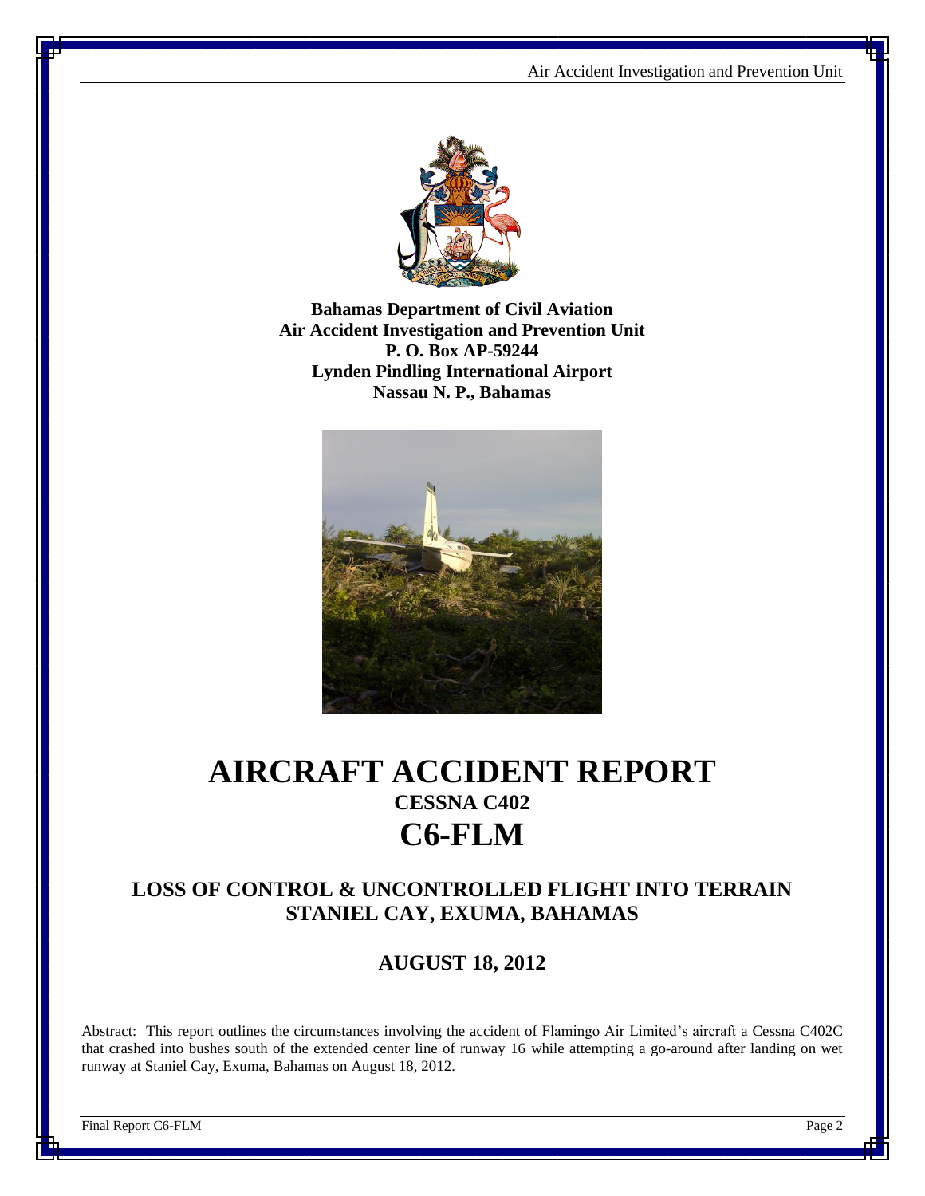**Bahamas Department of Civil Aviation**
**Air Accident Investigation and Prevention Unit**
**P. O. Box AP-59244**
**Lynden Pindling International Airport**
**Nassau N. P., Bahamas**

# AIRCRAFT ACCIDENT REPORT

## CESSNA C402

# C6-FLM

## LOSS OF CONTROL & UNCONTROLLED FLIGHT INTO TERRAIN STANIEL CAY, EXUMA, BAHAMAS

## AUGUST 18, 2012

Abstract: This report outlines the circumstances involving the accident of Flamingo Air Limited's aircraft a Cessna C402C that crashed into bushes south of the extended center line of runway 16 while attempting a go-around after landing on wet runway at Staniel Cay, Exuma, Bahamas on August 18, 2012.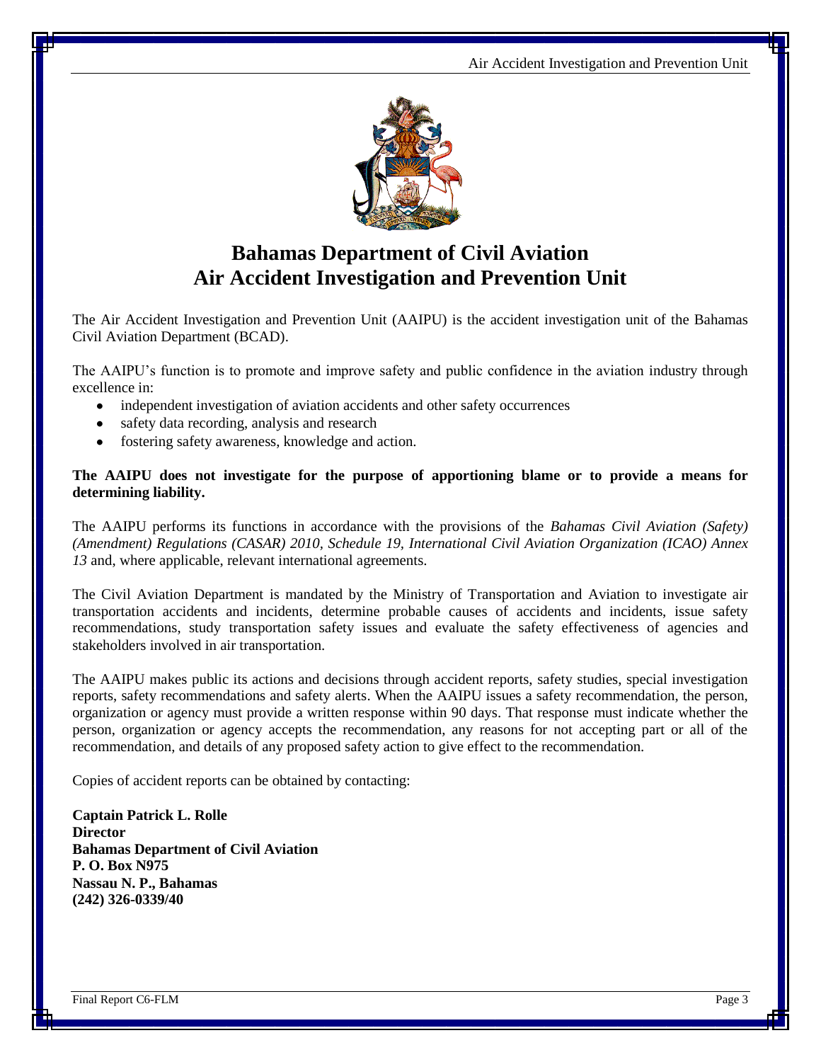# Bahamas Department of Civil Aviation
# Air Accident Investigation and Prevention Unit

The Air Accident Investigation and Prevention Unit (AAIPU) is the accident investigation unit of the Bahamas Civil Aviation Department (BCAD).

The AAIPU's function is to promote and improve safety and public confidence in the aviation industry through excellence in:

- independent investigation of aviation accidents and other safety occurrences
- safety data recording, analysis and research
- fostering safety awareness, knowledge and action.

**The AAIPU does not investigate for the purpose of apportioning blame or to provide a means for determining liability.**

The AAIPU performs its functions in accordance with the provisions of the *Bahamas Civil Aviation (Safety) (Amendment) Regulations (CASAR) 2010, Schedule 19, International Civil Aviation Organization (ICAO) Annex 13* and, where applicable, relevant international agreements.

The Civil Aviation Department is mandated by the Ministry of Transportation and Aviation to investigate air transportation accidents and incidents, determine probable causes of accidents and incidents, issue safety recommendations, study transportation safety issues and evaluate the safety effectiveness of agencies and stakeholders involved in air transportation.

The AAIPU makes public its actions and decisions through accident reports, safety studies, special investigation reports, safety recommendations and safety alerts. When the AAIPU issues a safety recommendation, the person, organization or agency must provide a written response within 90 days. That response must indicate whether the person, organization or agency accepts the recommendation, any reasons for not accepting part or all of the recommendation, and details of any proposed safety action to give effect to the recommendation.

Copies of accident reports can be obtained by contacting:

**Captain Patrick L. Rolle**
**Director**
**Bahamas Department of Civil Aviation**
**P. O. Box N975**
**Nassau N. P., Bahamas**
**(242) 326-0339/40**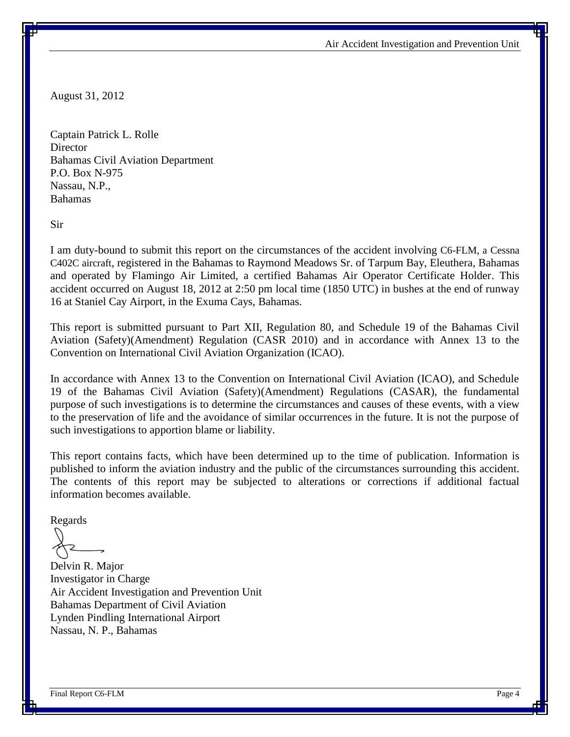August 31, 2012

Captain Patrick L. Rolle
Director
Bahamas Civil Aviation Department
P.O. Box N-975
Nassau, N.P.,
Bahamas

Sir

I am duty-bound to submit this report on the circumstances of the accident involving C6-FLM, a Cessna C402C aircraft, registered in the Bahamas to Raymond Meadows Sr. of Tarpum Bay, Eleuthera, Bahamas and operated by Flamingo Air Limited, a certified Bahamas Air Operator Certificate Holder. This accident occurred on August 18, 2012 at 2:50 pm local time (1850 UTC) in bushes at the end of runway 16 at Staniel Cay Airport, in the Exuma Cays, Bahamas.

This report is submitted pursuant to Part XII, Regulation 80, and Schedule 19 of the Bahamas Civil Aviation (Safety)(Amendment) Regulation (CASR 2010) and in accordance with Annex 13 to the Convention on International Civil Aviation Organization (ICAO).

In accordance with Annex 13 to the Convention on International Civil Aviation (ICAO), and Schedule 19 of the Bahamas Civil Aviation (Safety)(Amendment) Regulations (CASAR), the fundamental purpose of such investigations is to determine the circumstances and causes of these events, with a view to the preservation of life and the avoidance of similar occurrences in the future. It is not the purpose of such investigations to apportion blame or liability.

This report contains facts, which have been determined up to the time of publication. Information is published to inform the aviation industry and the public of the circumstances surrounding this accident. The contents of this report may be subjected to alterations or corrections if additional factual information becomes available.

Regards

Delvin R. Major
Investigator in Charge
Air Accident Investigation and Prevention Unit
Bahamas Department of Civil Aviation
Lynden Pindling International Airport
Nassau, N. P., Bahamas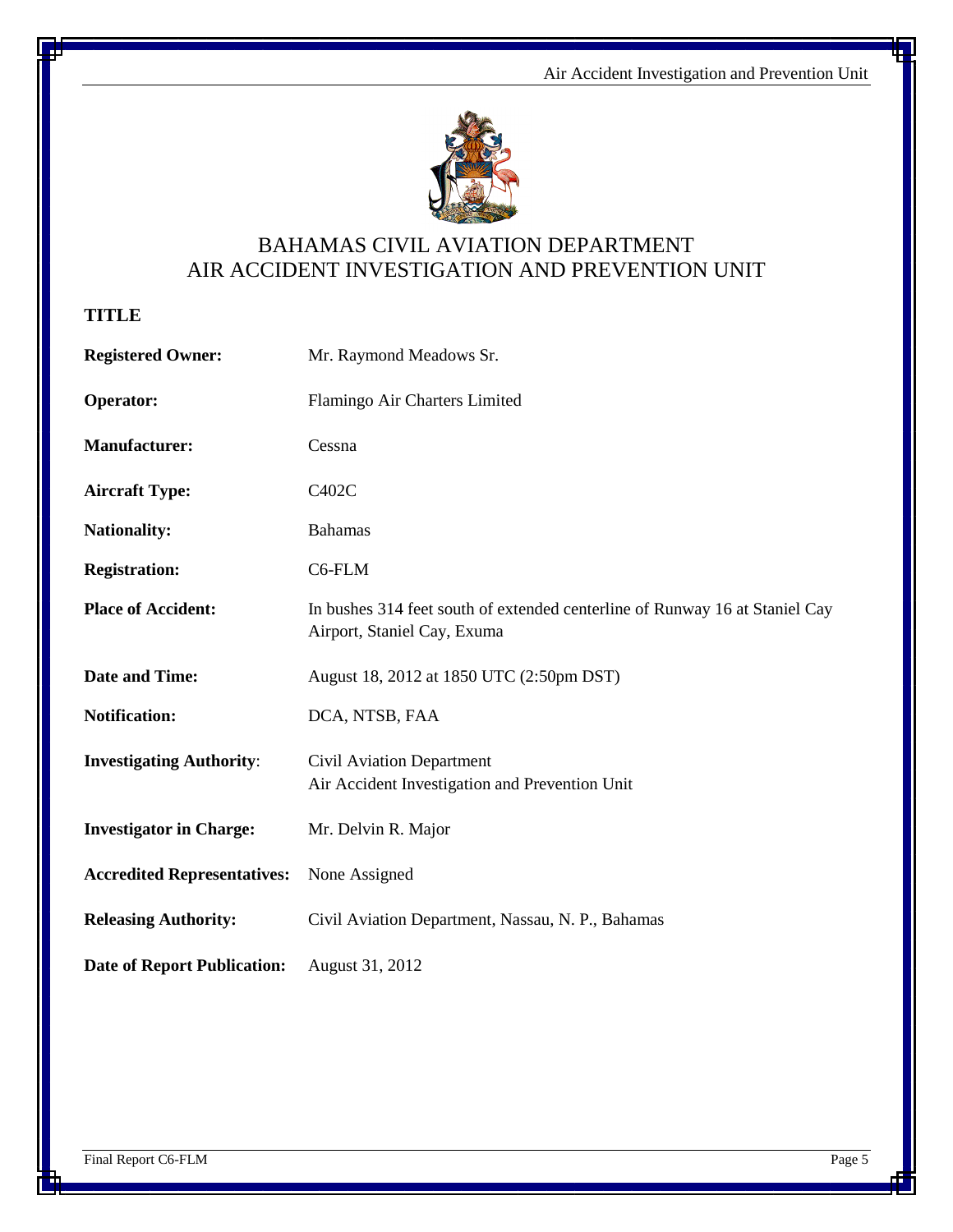# BAHAMAS CIVIL AVIATION DEPARTMENT
# AIR ACCIDENT INVESTIGATION AND PREVENTION UNIT

**TITLE**

**Registered Owner:** Mr. Raymond Meadows Sr.

**Operator:** Flamingo Air Charters Limited

**Manufacturer:** Cessna

**Aircraft Type:** C402C

**Nationality:** Bahamas

**Registration:** C6-FLM

**Place of Accident:** In bushes 314 feet south of extended centerline of Runway 16 at Staniel Cay Airport, Staniel Cay, Exuma

**Date and Time:** August 18, 2012 at 1850 UTC (2:50pm DST)

**Notification:** DCA, NTSB, FAA

**Investigating Authority**: Civil Aviation Department
Air Accident Investigation and Prevention Unit

**Investigator in Charge:** Mr. Delvin R. Major

**Accredited Representatives:** None Assigned

**Releasing Authority:** Civil Aviation Department, Nassau, N. P., Bahamas

**Date of Report Publication:** August 31, 2012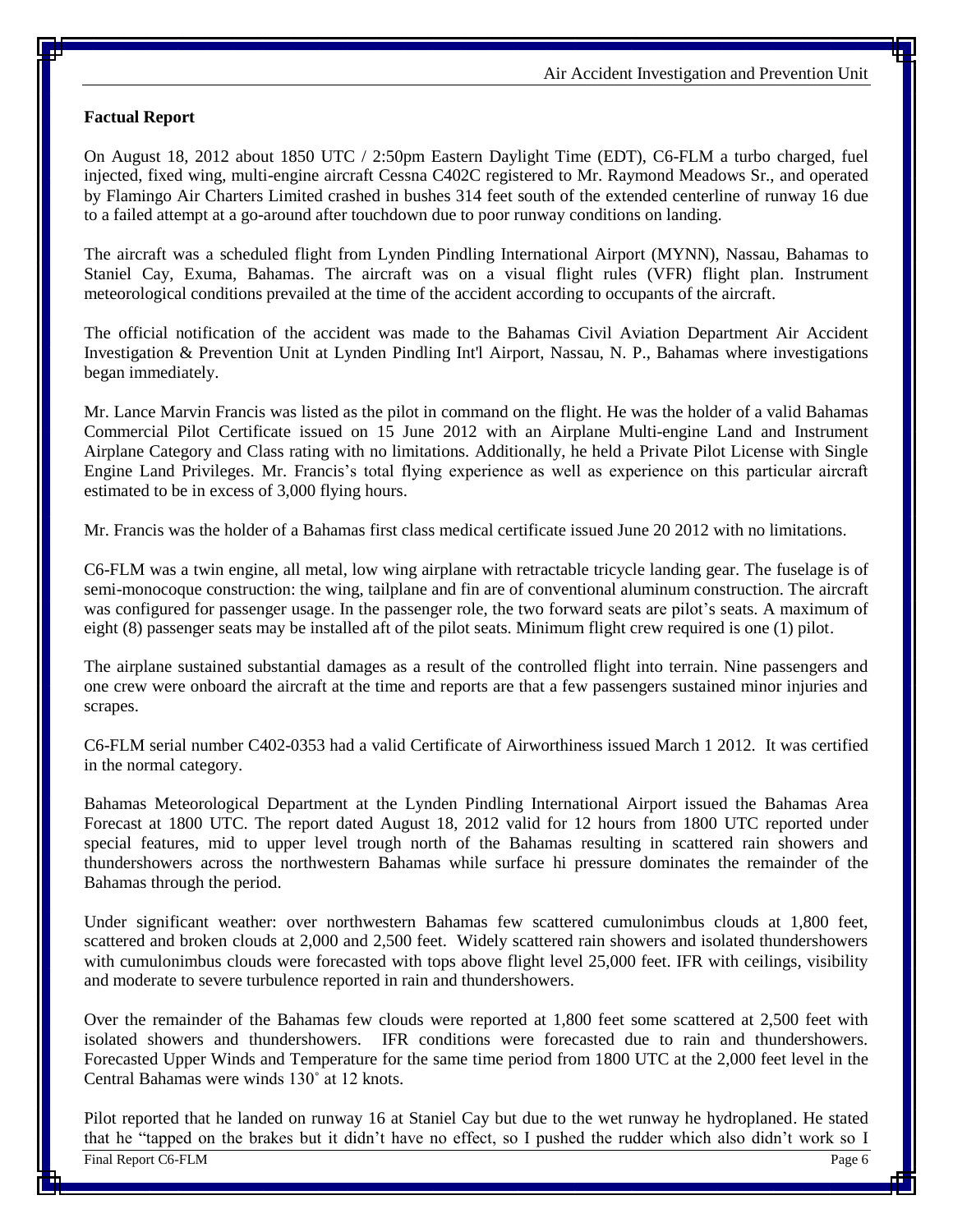**Factual Report**

On August 18, 2012 about 1850 UTC / 2:50pm Eastern Daylight Time (EDT), C6-FLM a turbo charged, fuel injected, fixed wing, multi-engine aircraft Cessna C402C registered to Mr. Raymond Meadows Sr., and operated by Flamingo Air Charters Limited crashed in bushes 314 feet south of the extended centerline of runway 16 due to a failed attempt at a go-around after touchdown due to poor runway conditions on landing.

The aircraft was a scheduled flight from Lynden Pindling International Airport (MYNN), Nassau, Bahamas to Staniel Cay, Exuma, Bahamas. The aircraft was on a visual flight rules (VFR) flight plan. Instrument meteorological conditions prevailed at the time of the accident according to occupants of the aircraft.

The official notification of the accident was made to the Bahamas Civil Aviation Department Air Accident Investigation & Prevention Unit at Lynden Pindling Int'l Airport, Nassau, N. P., Bahamas where investigations began immediately.

Mr. Lance Marvin Francis was listed as the pilot in command on the flight. He was the holder of a valid Bahamas Commercial Pilot Certificate issued on 15 June 2012 with an Airplane Multi-engine Land and Instrument Airplane Category and Class rating with no limitations. Additionally, he held a Private Pilot License with Single Engine Land Privileges. Mr. Francis's total flying experience as well as experience on this particular aircraft estimated to be in excess of 3,000 flying hours.

Mr. Francis was the holder of a Bahamas first class medical certificate issued June 20 2012 with no limitations.

C6-FLM was a twin engine, all metal, low wing airplane with retractable tricycle landing gear. The fuselage is of semi-monocoque construction: the wing, tailplane and fin are of conventional aluminum construction. The aircraft was configured for passenger usage. In the passenger role, the two forward seats are pilot's seats. A maximum of eight (8) passenger seats may be installed aft of the pilot seats. Minimum flight crew required is one (1) pilot.

The airplane sustained substantial damages as a result of the controlled flight into terrain. Nine passengers and one crew were onboard the aircraft at the time and reports are that a few passengers sustained minor injuries and scrapes.

C6-FLM serial number C402-0353 had a valid Certificate of Airworthiness issued March 1 2012. It was certified in the normal category.

Bahamas Meteorological Department at the Lynden Pindling International Airport issued the Bahamas Area Forecast at 1800 UTC. The report dated August 18, 2012 valid for 12 hours from 1800 UTC reported under special features, mid to upper level trough north of the Bahamas resulting in scattered rain showers and thundershowers across the northwestern Bahamas while surface hi pressure dominates the remainder of the Bahamas through the period.

Under significant weather: over northwestern Bahamas few scattered cumulonimbus clouds at 1,800 feet, scattered and broken clouds at 2,000 and 2,500 feet. Widely scattered rain showers and isolated thundershowers with cumulonimbus clouds were forecasted with tops above flight level 25,000 feet. IFR with ceilings, visibility and moderate to severe turbulence reported in rain and thundershowers.

Over the remainder of the Bahamas few clouds were reported at 1,800 feet some scattered at 2,500 feet with isolated showers and thundershowers. IFR conditions were forecasted due to rain and thundershowers. Forecasted Upper Winds and Temperature for the same time period from 1800 UTC at the 2,000 feet level in the Central Bahamas were winds 130˚ at 12 knots.

Pilot reported that he landed on runway 16 at Staniel Cay but due to the wet runway he hydroplaned. He stated that he "tapped on the brakes but it didn't have no effect, so I pushed the rudder which also didn't work so I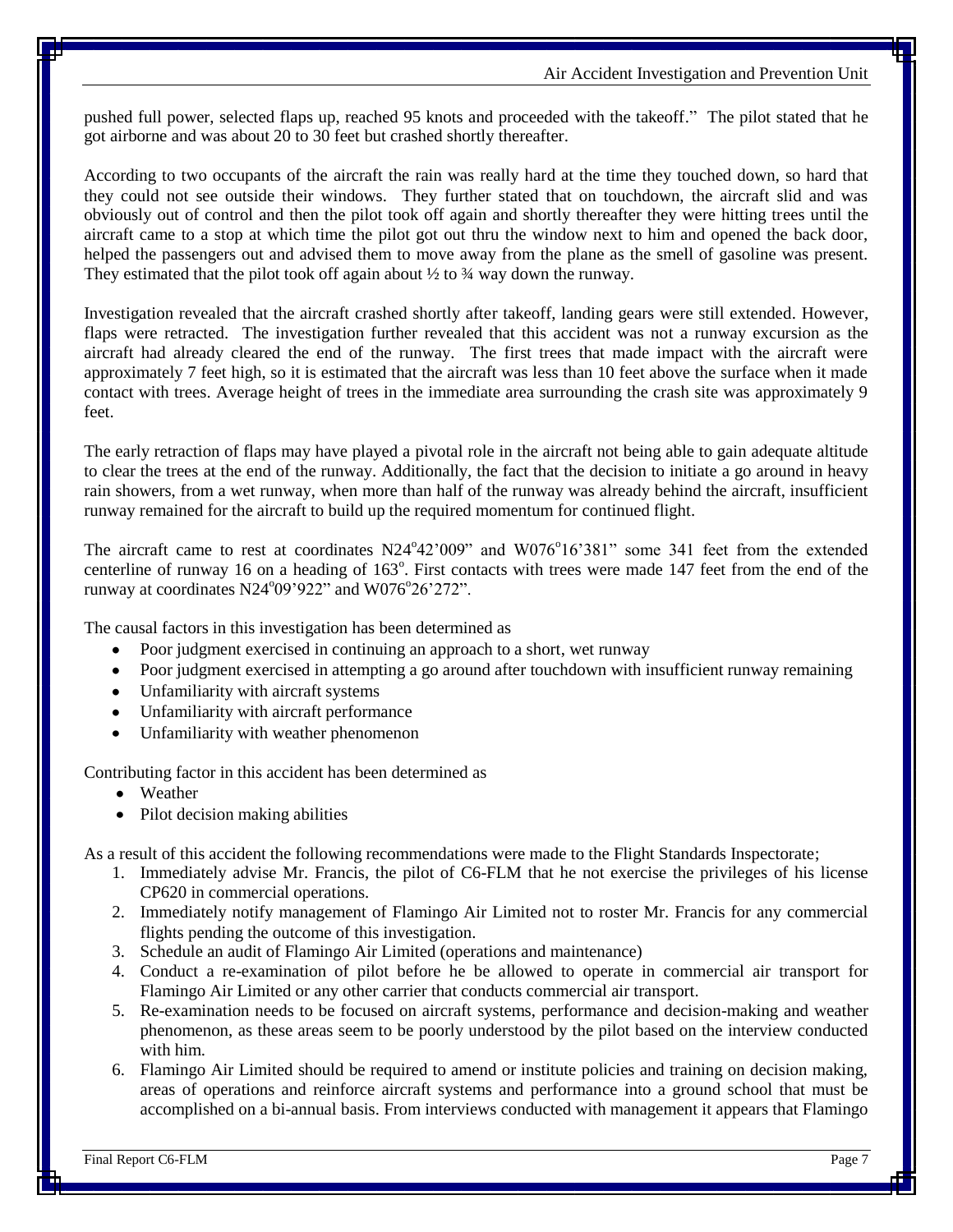pushed full power, selected flaps up, reached 95 knots and proceeded with the takeoff." The pilot stated that he got airborne and was about 20 to 30 feet but crashed shortly thereafter.

According to two occupants of the aircraft the rain was really hard at the time they touched down, so hard that they could not see outside their windows. They further stated that on touchdown, the aircraft slid and was obviously out of control and then the pilot took off again and shortly thereafter they were hitting trees until the aircraft came to a stop at which time the pilot got out thru the window next to him and opened the back door, helped the passengers out and advised them to move away from the plane as the smell of gasoline was present. They estimated that the pilot took off again about ½ to ¾ way down the runway.

Investigation revealed that the aircraft crashed shortly after takeoff, landing gears were still extended. However, flaps were retracted. The investigation further revealed that this accident was not a runway excursion as the aircraft had already cleared the end of the runway. The first trees that made impact with the aircraft were approximately 7 feet high, so it is estimated that the aircraft was less than 10 feet above the surface when it made contact with trees. Average height of trees in the immediate area surrounding the crash site was approximately 9 feet.

The early retraction of flaps may have played a pivotal role in the aircraft not being able to gain adequate altitude to clear the trees at the end of the runway. Additionally, the fact that the decision to initiate a go around in heavy rain showers, from a wet runway, when more than half of the runway was already behind the aircraft, insufficient runway remained for the aircraft to build up the required momentum for continued flight.

The aircraft came to rest at coordinates N24°42'009" and W076°16'381" some 341 feet from the extended centerline of runway 16 on a heading of 163°. First contacts with trees were made 147 feet from the end of the runway at coordinates N24°09'922" and W076°26'272".

The causal factors in this investigation has been determined as

- Poor judgment exercised in continuing an approach to a short, wet runway
- Poor judgment exercised in attempting a go around after touchdown with insufficient runway remaining
- Unfamiliarity with aircraft systems
- Unfamiliarity with aircraft performance
- Unfamiliarity with weather phenomenon

Contributing factor in this accident has been determined as

- Weather
- Pilot decision making abilities

As a result of this accident the following recommendations were made to the Flight Standards Inspectorate;

1. Immediately advise Mr. Francis, the pilot of C6-FLM that he not exercise the privileges of his license CP620 in commercial operations.
2. Immediately notify management of Flamingo Air Limited not to roster Mr. Francis for any commercial flights pending the outcome of this investigation.
3. Schedule an audit of Flamingo Air Limited (operations and maintenance)
4. Conduct a re-examination of pilot before he be allowed to operate in commercial air transport for Flamingo Air Limited or any other carrier that conducts commercial air transport.
5. Re-examination needs to be focused on aircraft systems, performance and decision-making and weather phenomenon, as these areas seem to be poorly understood by the pilot based on the interview conducted with him.
6. Flamingo Air Limited should be required to amend or institute policies and training on decision making, areas of operations and reinforce aircraft systems and performance into a ground school that must be accomplished on a bi-annual basis. From interviews conducted with management it appears that Flamingo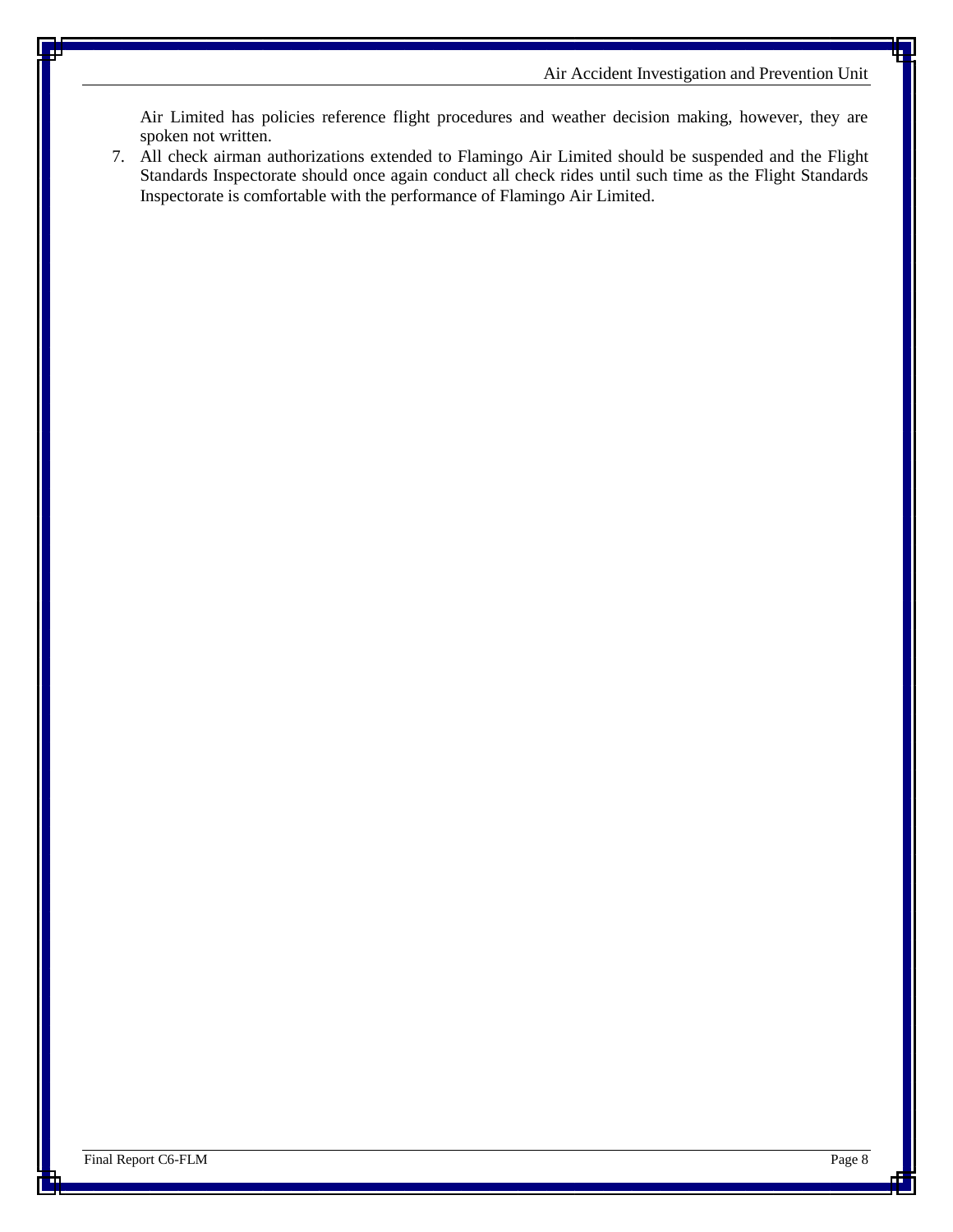Air Limited has policies reference flight procedures and weather decision making, however, they are spoken not written.

7. All check airman authorizations extended to Flamingo Air Limited should be suspended and the Flight Standards Inspectorate should once again conduct all check rides until such time as the Flight Standards Inspectorate is comfortable with the performance of Flamingo Air Limited.